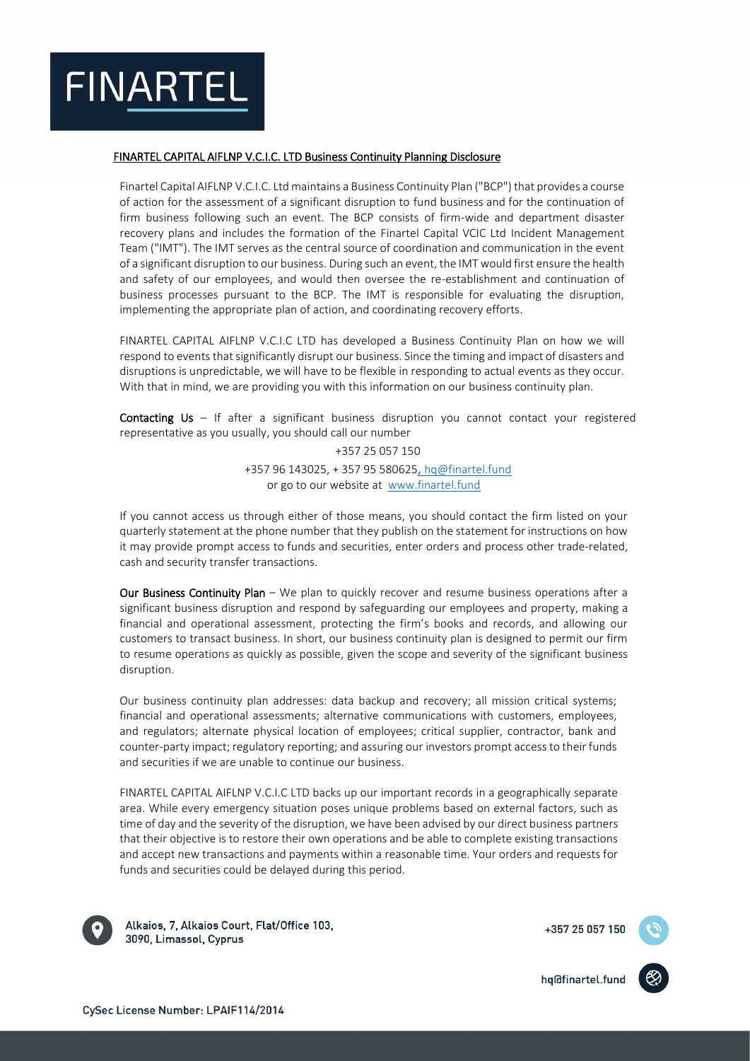## FINARTEL CAPITAL AIFLNP V.C.I.C. LTD Business Continuity Planning Disclosure

Finartel Capital AIFLNP V.C.I.C. Ltd maintains a Business Continuity Plan ("BCP") that provides a course of action for the assessment of a significant disruption to fund business and for the continuation of firm business following such an event. The BCP consists of firm-wide and department disaster recovery plans and includes the formation of the Finartel Capital VCIC Ltd Incident Management Team ("IMT"). The IMT serves as the central source of coordination and communication in the event of a significant disruption to our business. During such an event, the IMT would first ensure the health and safety of our employees, and would then oversee the re-establishment and continuation of business processes pursuant to the BCP. The IMT is responsible for evaluating the disruption, implementing the appropriate plan of action, and coordinating recovery efforts.

FINARTEL CAPITAL AIFLNP V.C.I.C LTD has developed a Business Continuity Plan on how we will respond to events that significantly disrupt our business. Since the timing and impact of disasters and disruptions is unpredictable, we will have to be flexible in responding to actual events as they occur. With that in mind, we are providing you with this information on our business continuity plan.

**Contacting Us** – If after a significant business disruption you cannot contact your registered representative as you usually, you should call our number

+357 25 057 150

+357 96 143025, + 357 95 580625, hq@finartel.fund

or go to our website at www.finartel.fund

If you cannot access us through either of those means, you should contact the firm listed on your quarterly statement at the phone number that they publish on the statement for instructions on how it may provide prompt access to funds and securities, enter orders and process other trade-related, cash and security transfer transactions.

**Our Business Continuity Plan** – We plan to quickly recover and resume business operations after a significant business disruption and respond by safeguarding our employees and property, making a financial and operational assessment, protecting the firm's books and records, and allowing our customers to transact business. In short, our business continuity plan is designed to permit our firm to resume operations as quickly as possible, given the scope and severity of the significant business disruption.

Our business continuity plan addresses: data backup and recovery; all mission critical systems; financial and operational assessments; alternative communications with customers, employees, and regulators; alternate physical location of employees; critical supplier, contractor, bank and counter-party impact; regulatory reporting; and assuring our investors prompt access to their funds and securities if we are unable to continue our business.

FINARTEL CAPITAL AIFLNP V.C.I.C LTD backs up our important records in a geographically separate area. While every emergency situation poses unique problems based on external factors, such as time of day and the severity of the disruption, we have been advised by our direct business partners that their objective is to restore their own operations and be able to complete existing transactions and accept new transactions and payments within a reasonable time. Your orders and requests for funds and securities could be delayed during this period.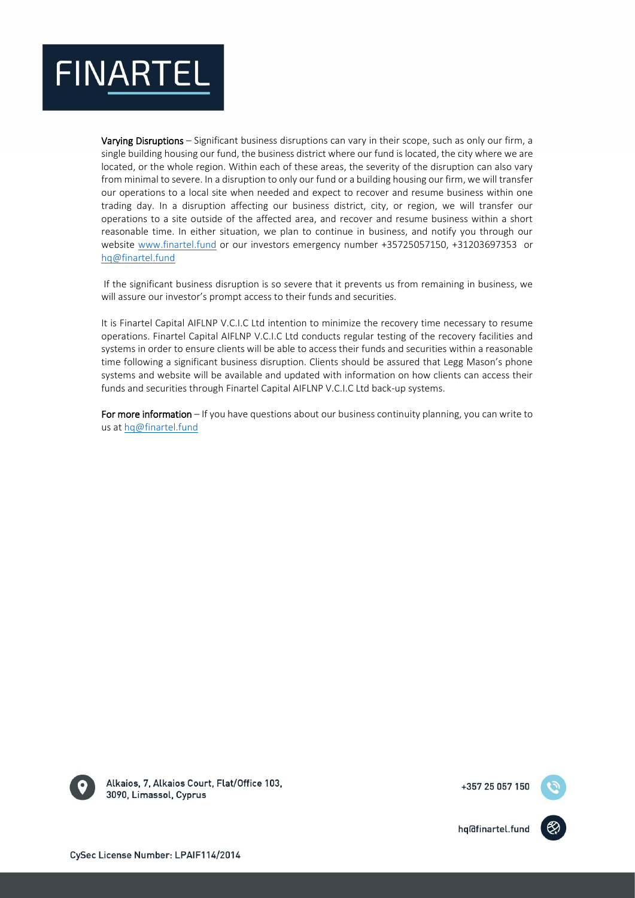**Varying Disruptions** – Significant business disruptions can vary in their scope, such as only our firm, a single building housing our fund, the business district where our fund is located, the city where we are located, or the whole region. Within each of these areas, the severity of the disruption can also vary from minimal to severe. In a disruption to only our fund or a building housing our firm, we will transfer our operations to a local site when needed and expect to recover and resume business within one trading day. In a disruption affecting our business district, city, or region, we will transfer our operations to a site outside of the affected area, and recover and resume business within a short reasonable time. In either situation, we plan to continue in business, and notify you through our website www.finartel.fund or our investors emergency number +35725057150, +31203697353 or hq@finartel.fund

If the significant business disruption is so severe that it prevents us from remaining in business, we will assure our investor's prompt access to their funds and securities.

It is Finartel Capital AIFLNP V.C.I.C Ltd intention to minimize the recovery time necessary to resume operations. Finartel Capital AIFLNP V.C.I.C Ltd conducts regular testing of the recovery facilities and systems in order to ensure clients will be able to access their funds and securities within a reasonable time following a significant business disruption. Clients should be assured that Legg Mason's phone systems and website will be available and updated with information on how clients can access their funds and securities through Finartel Capital AIFLNP V.C.I.C Ltd back-up systems.

**For more information** – If you have questions about our business continuity planning, you can write to us at hq@finartel.fund